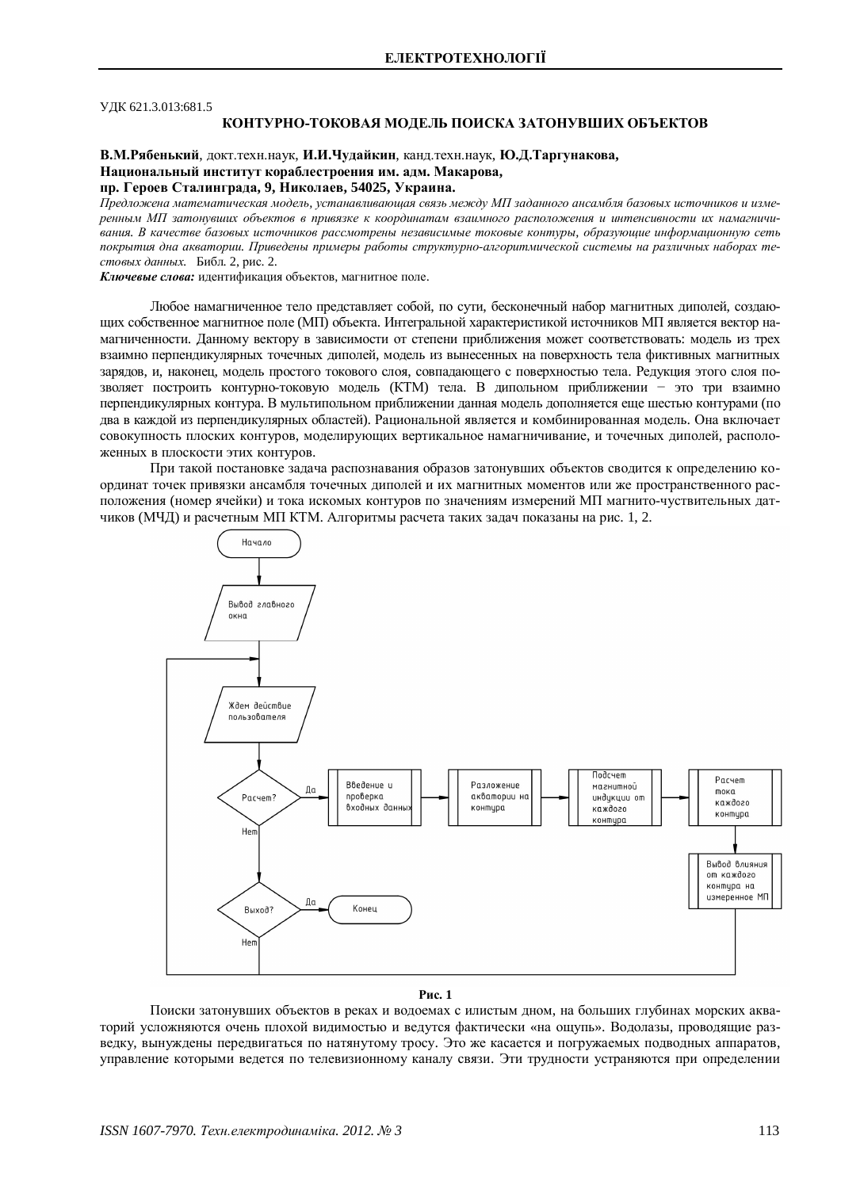УДК 621.3.013:681.5

# КОНТУРНО-ТОКОВАЯ МОДЕЛЬ ПОИСКА ЗАТОНУВШИХ ОБЪЕКТОВ

**В.М.Рябенький**, докт.техн.наук, **И.И.Чудайкин**, канд.техн.наук, **Ю.Д.Таргунакова,**
**Национальный институт кораблестроения им. адм. Макарова,**
**пр. Героев Сталинграда, 9, Николаев, 54025, Украина.**

*Предложена математическая модель, устанавливающая связь между МП заданного ансамбля базовых источников и измеренным МП затонувших объектов в привязке к координатам взаимного расположения и интенсивности их намагничивания. В качестве базовых источников рассмотрены независимые токовые контуры, образующие информационную сеть покрытия дна акватории. Приведены примеры работы структурно-алгоритмической системы на различных наборах тестовых данных.* Библ. 2, рис. 2.

***Ключевые слова:*** идентификация объектов, магнитное поле.

Любое намагниченное тело представляет собой, по сути, бесконечный набор магнитных диполей, создающих собственное магнитное поле (МП) объекта. Интегральной характеристикой источников МП является вектор намагниченности. Данному вектору в зависимости от степени приближения может соответствовать: модель из трех взаимно перпендикулярных точечных диполей, модель из вынесенных на поверхность тела фиктивных магнитных зарядов, и, наконец, модель простого токового слоя, совпадающего с поверхностью тела. Редукция этого слоя позволяет построить контурно-токовую модель (КТМ) тела. В дипольном приближении − это три взаимно перпендикулярных контура. В мультипольном приближении данная модель дополняется еще шестью контурами (по два в каждой из перпендикулярных областей). Рациональной является и комбинированная модель. Она включает совокупность плоских контуров, моделирующих вертикальное намагничивание, и точечных диполей, расположенных в плоскости этих контуров.

При такой постановке задача распознавания образов затонувших объектов сводится к определению координат точек привязки ансамбля точечных диполей и их магнитных моментов или же пространственного расположения (номер ячейки) и тока искомых контуров по значениям измерений МП магнито-чуствительных датчиков (МЧД) и расчетным МП КТМ. Алгоритмы расчета таких задач показаны на рис. 1, 2.

```
Начало
  ↓
Вывод главного окна
  ↓
Ждем действие пользователя  ←──────────────────────────────┐
  ↓                                                         │
Расчет? ──Да──> Введение и проверка входных данных          │
  │               → Разложение акватории на контура         │
  │               → Подсчет магнитной индукции от каждого контура
  │               → Расчет тока каждого контура             │
  │               → Вывод влияния от каждого контура на измеренное МП ─┤
  Нет                                                       │
  ↓                                                         │
Выход? ──Да──> Конец                                        │
  │                                                         │
  Нет ──────────────────────────────────────────────────────┘
```

**Рис. 1**

Поиски затонувших объектов в реках и водоемах с илистым дном, на больших глубинах морских акваторий усложняются очень плохой видимостью и ведутся фактически «на ощупь». Водолазы, проводящие разведку, вынуждены передвигаться по натянутому тросу. Это же касается и погружаемых подводных аппаратов, управление которыми ведется по телевизионному каналу связи. Эти трудности устраняются при определении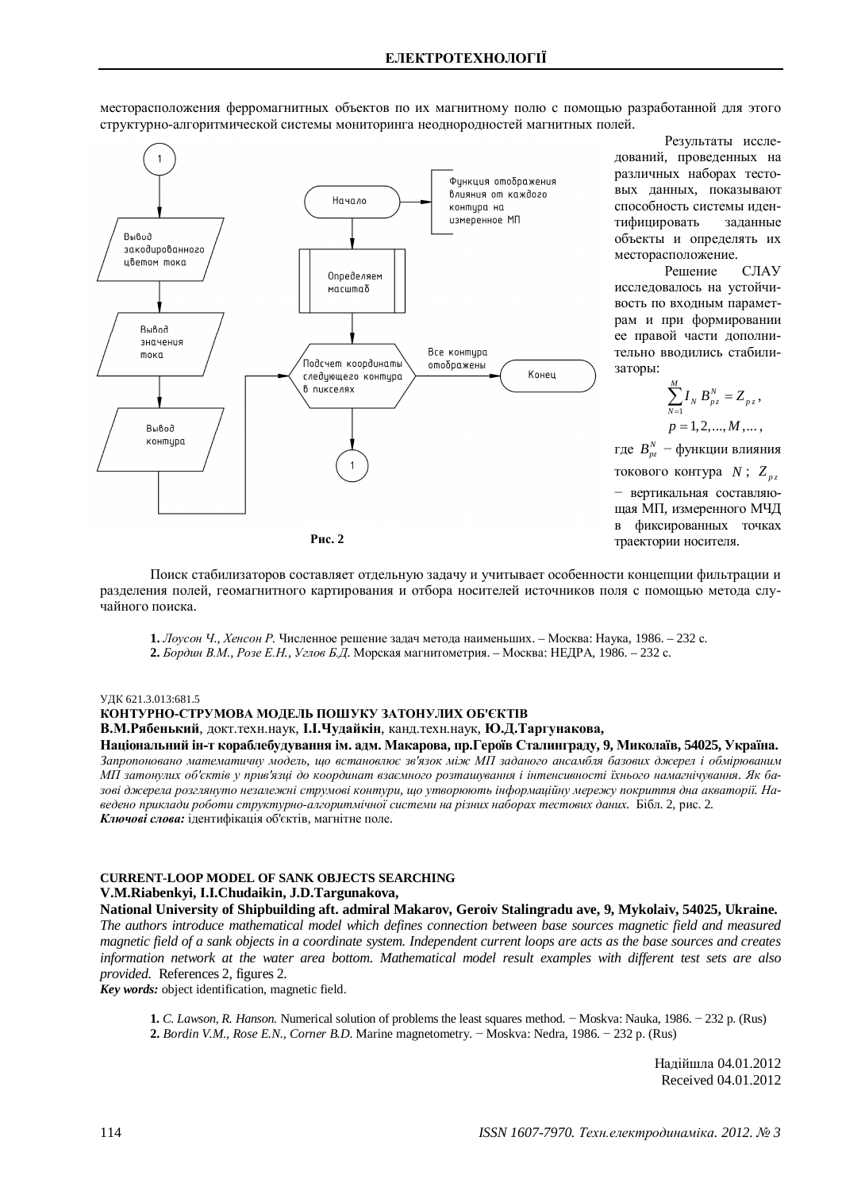месторасположения ферромагнитных объектов по их магнитному полю с помощью разработанной для этого структурно-алгоритмической системы мониторинга неоднородностей магнитных полей.

1

Вывод закодированного цветом тока

Вывод значения тока

Вывод контура

Начало

Функция отображения влияния от каждого контура на измеренное МП

Определяем масштаб

Подсчет координаты следующего контура в пикселях

Все контура отображены

Конец

1

**Рис. 2**

Результаты исследований, проведенных на различных наборах тестовых данных, показывают способность системы идентифицировать заданные объекты и определять их месторасположение.

Решение СЛАУ исследовалось на устойчивость по входным параметрам и при формировании ее правой части дополнительно вводились стабилизаторы:

$$\sum_{N=1}^{M} I_N \, B_{pz}^N = Z_{pz},$$

$$p = 1, 2, ..., M, ...,$$

где $B_{pz}^N$ − функции влияния токового контура $N$; $Z_{pz}$ − вертикальная составляющая МП, измеренного МЧД в фиксированных точках траектории носителя.

Поиск стабилизаторов составляет отдельную задачу и учитывает особенности концепции фильтрации и разделения полей, геомагнитного картирования и отбора носителей источников поля с помощью метода случайного поиска.

**1.** *Лоусон Ч., Хенсон Р.* Численное решение задач метода наименьших. – Москва: Наука, 1986. – 232 с.
**2.** *Бордин В.М., Розе Е.Н., Углов Б.Д.* Морская магнитометрия. – Москва: НЕДРА, 1986. – 232 с.

УДК 621.3.013:681.5

**КОНТУРНО-СТРУМОВА МОДЕЛЬ ПОШУКУ ЗАТОНУЛИХ ОБ'ЄКТІВ**

**В.М.Рябенький**, докт.техн.наук, **І.І.Чудайкін**, канд.техн.наук, **Ю.Д.Таргунакова,**

**Національний ін-т кораблебудування ім. адм. Макарова, пр.Героїв Сталинграду, 9, Миколаїв, 54025, Україна.**

*Запропоновано математичну модель, що встановлює зв'язок між МП заданого ансамбля базових джерел і обмірюваним МП затонулих об'єктів у прив'язці до координат взаємного розташування і інтенсивності їхнього намагнічування. Як базові джерела розглянуто незалежні струмові контури, що утворюють інформаційну мережу покриття дна акваторії. Наведено приклади роботи структурно-алгоритмічної системи на різних наборах тестових даних.* Бібл. 2, рис. 2.

***Ключові слова:*** ідентифікація об'єктів, магнітне поле.

**CURRENT-LOOP MODEL OF SANK OBJECTS SEARCHING**

**V.M.Riabenkyi, I.I.Chudaikin, J.D.Targunakova,**

**National University of Shipbuilding aft. admiral Makarov, Geroiv Stalingradu ave, 9, Mykolaiv, 54025, Ukraine.**

*The authors introduce mathematical model which defines connection between base sources magnetic field and measured magnetic field of a sank objects in a coordinate system. Independent current loops are acts as the base sources and creates information network at the water area bottom. Mathematical model result examples with different test sets are also provided.* References 2, figures 2.

***Key words:*** object identification, magnetic field.

**1.** *C. Lawson, R. Hanson.* Numerical solution of problems the least squares method. − Moskva: Nauka, 1986. − 232 p. (Rus)
**2.** *Bordin V.M., Rose E.N., Corner B.D.* Marine magnetometry. − Moskva: Nedra, 1986. − 232 p. (Rus)

Надійшла 04.01.2012
Received 04.01.2012